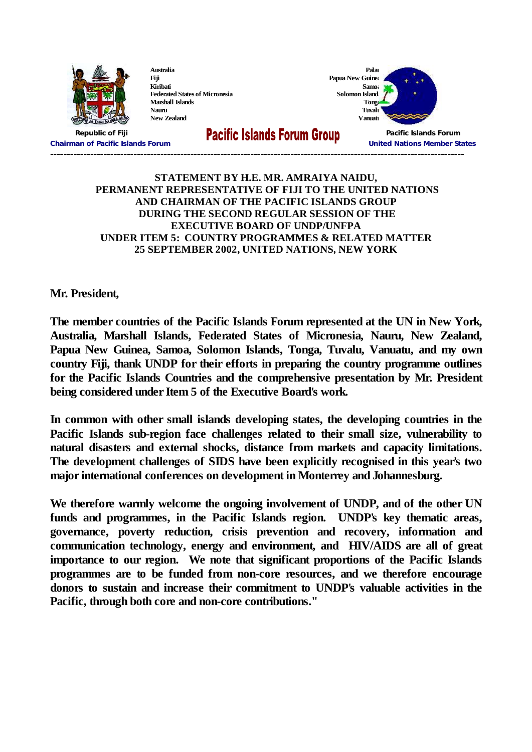Australia
Fiji
Kiribati
Federated States of Micronesia
Marshall Islands
Nauru
New Zealand

Palau
Papua New Guinea
Samoa
Solomon Islands
Tonga
Tuvalu
Vanuatu

Republic of Fiji
Chairman of Pacific Islands Forum

**Pacific Islands Forum Group**

Pacific Islands Forum
United Nations Member States

---

**STATEMENT BY H.E. MR. AMRAIYA NAIDU,**
**PERMANENT REPRESENTATIVE OF FIJI TO THE UNITED NATIONS**
**AND CHAIRMAN OF THE PACIFIC ISLANDS GROUP**
**DURING THE SECOND REGULAR SESSION OF THE**
**EXECUTIVE BOARD OF UNDP/UNFPA**
**UNDER ITEM 5: COUNTRY PROGRAMMES & RELATED MATTER**
**25 SEPTEMBER 2002, UNITED NATIONS, NEW YORK**

**Mr. President,**

**The member countries of the Pacific Islands Forum represented at the UN in New York, Australia, Marshall Islands, Federated States of Micronesia, Nauru, New Zealand, Papua New Guinea, Samoa, Solomon Islands, Tonga, Tuvalu, Vanuatu, and my own country Fiji, thank UNDP for their efforts in preparing the country programme outlines for the Pacific Islands Countries and the comprehensive presentation by Mr. President being considered under Item 5 of the Executive Board's work.**

**In common with other small islands developing states, the developing countries in the Pacific Islands sub-region face challenges related to their small size, vulnerability to natural disasters and external shocks, distance from markets and capacity limitations. The development challenges of SIDS have been explicitly recognised in this year's two major international conferences on development in Monterrey and Johannesburg.**

**We therefore warmly welcome the ongoing involvement of UNDP, and of the other UN funds and programmes, in the Pacific Islands region. UNDP's key thematic areas, governance, poverty reduction, crisis prevention and recovery, information and communication technology, energy and environment, and HIV/AIDS are all of great importance to our region. We note that significant proportions of the Pacific Islands programmes are to be funded from non-core resources, and we therefore encourage donors to sustain and increase their commitment to UNDP's valuable activities in the Pacific, through both core and non-core contributions."**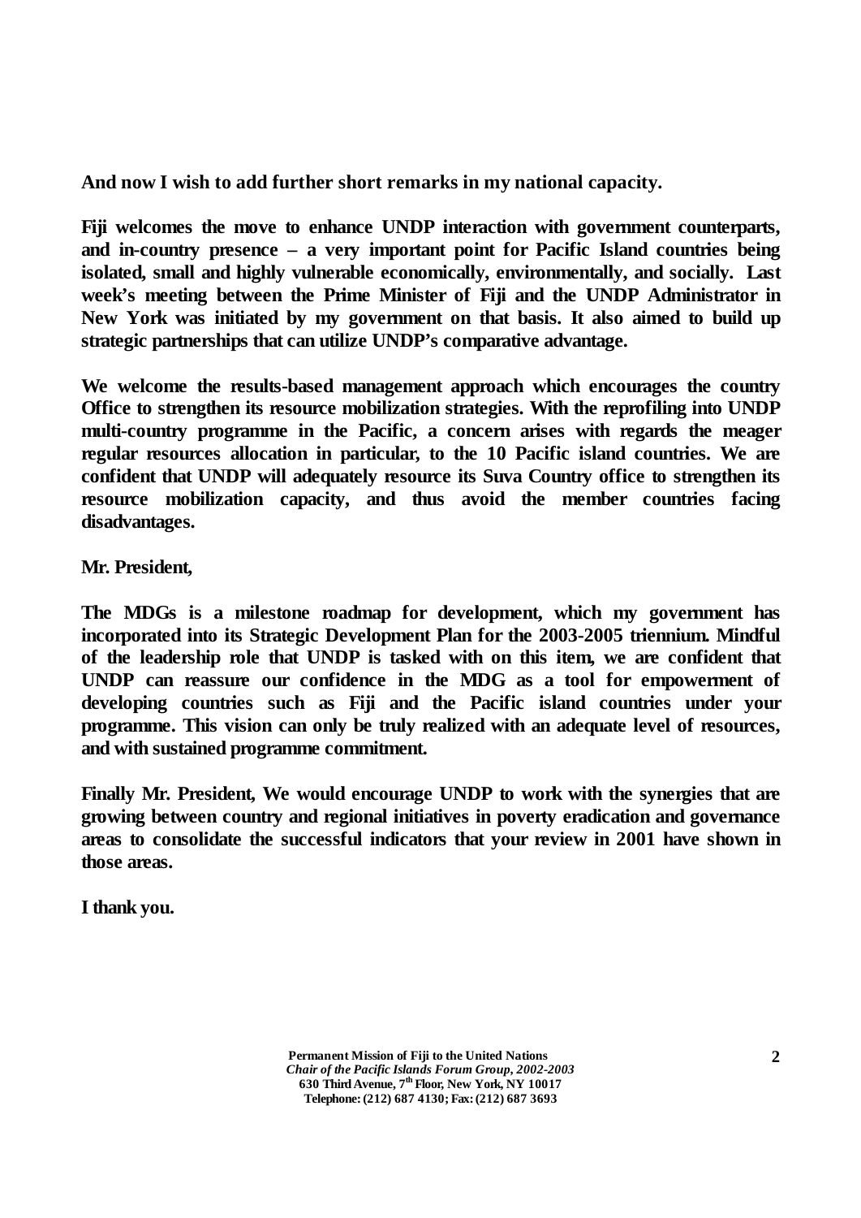**And now I wish to add further short remarks in my national capacity.**

**Fiji welcomes the move to enhance UNDP interaction with government counterparts, and in-country presence – a very important point for Pacific Island countries being isolated, small and highly vulnerable economically, environmentally, and socially. Last week's meeting between the Prime Minister of Fiji and the UNDP Administrator in New York was initiated by my government on that basis. It also aimed to build up strategic partnerships that can utilize UNDP's comparative advantage.**

**We welcome the results-based management approach which encourages the country Office to strengthen its resource mobilization strategies. With the reprofiling into UNDP multi-country programme in the Pacific, a concern arises with regards the meager regular resources allocation in particular, to the 10 Pacific island countries. We are confident that UNDP will adequately resource its Suva Country office to strengthen its resource mobilization capacity, and thus avoid the member countries facing disadvantages.**

**Mr. President,**

**The MDGs is a milestone roadmap for development, which my government has incorporated into its Strategic Development Plan for the 2003-2005 triennium. Mindful of the leadership role that UNDP is tasked with on this item, we are confident that UNDP can reassure our confidence in the MDG as a tool for empowerment of developing countries such as Fiji and the Pacific island countries under your programme. This vision can only be truly realized with an adequate level of resources, and with sustained programme commitment.**

**Finally Mr. President, We would encourage UNDP to work with the synergies that are growing between country and regional initiatives in poverty eradication and governance areas to consolidate the successful indicators that your review in 2001 have shown in those areas.**

**I thank you.**